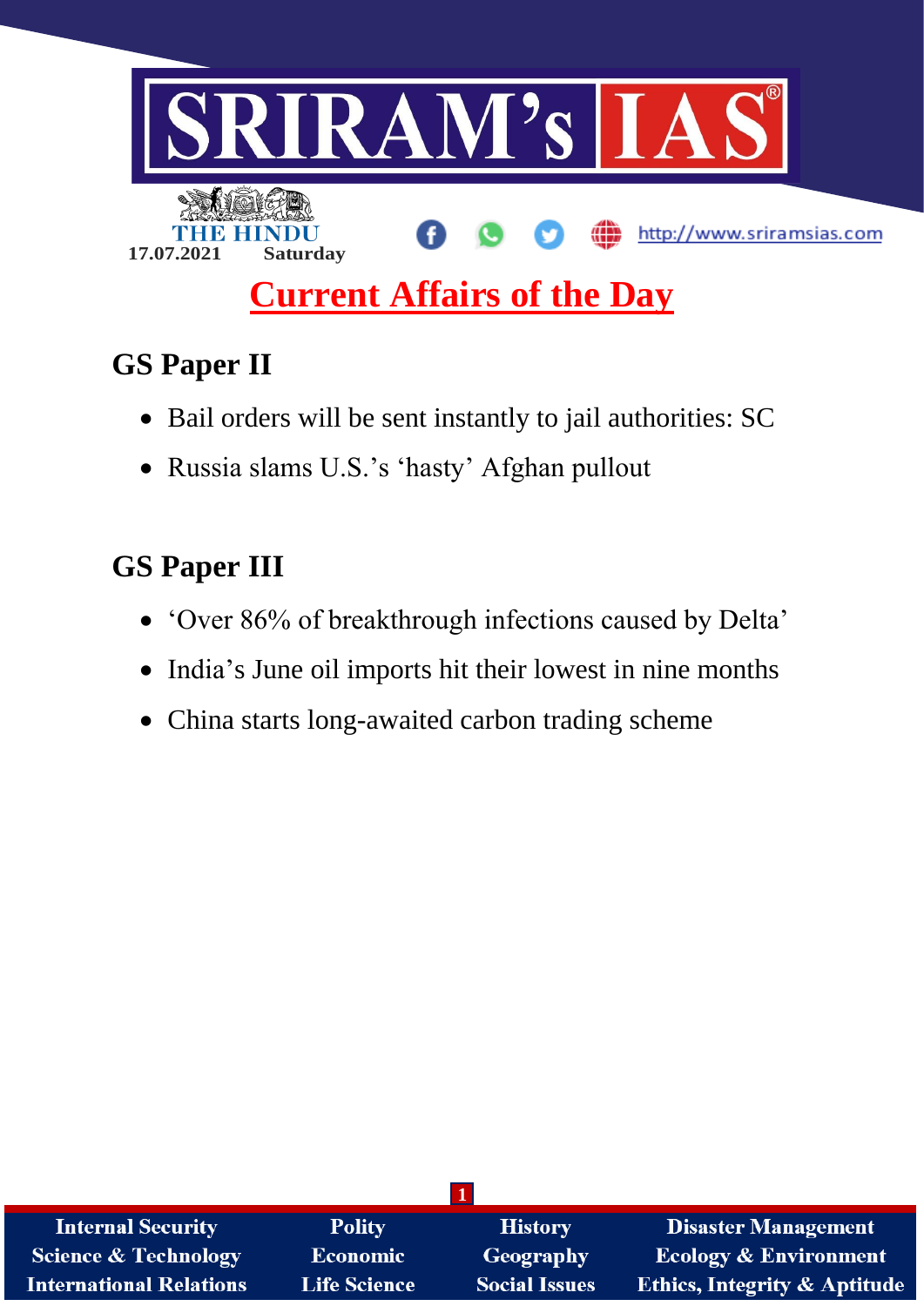SRIRAM's IAS

THE HINDU

17.07.2021 Saturday

http://www.sriramsias.com

# Current Affairs of the Day

## GS Paper II

- Bail orders will be sent instantly to jail authorities: SC
- Russia slams U.S.'s 'hasty' Afghan pullout

## GS Paper III

- 'Over 86% of breakthrough infections caused by Delta'
- India's June oil imports hit their lowest in nine months
- China starts long-awaited carbon trading scheme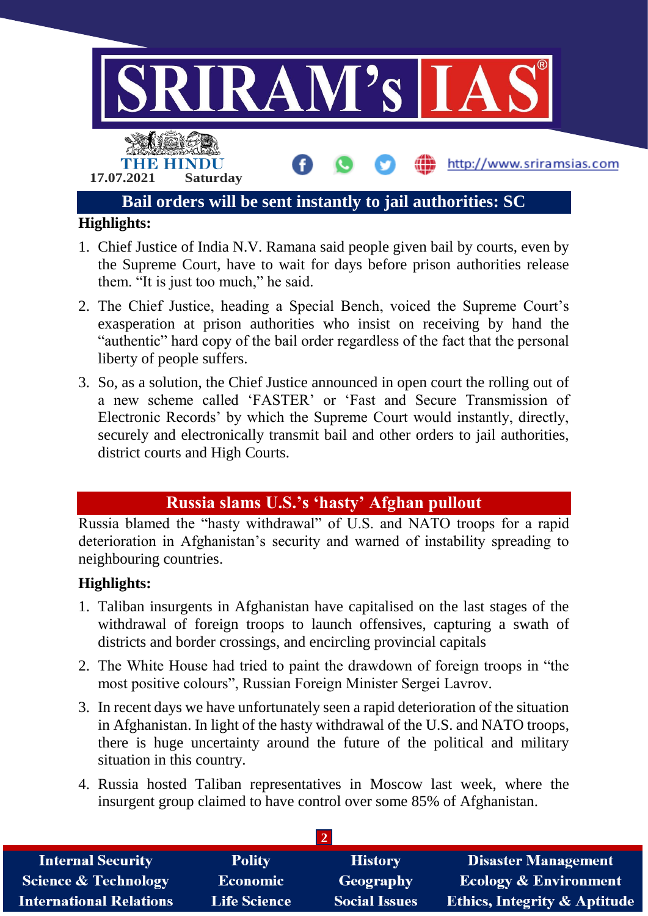## Bail orders will be sent instantly to jail authorities: SC

**Highlights:**

1. Chief Justice of India N.V. Ramana said people given bail by courts, even by the Supreme Court, have to wait for days before prison authorities release them. "It is just too much," he said.
2. The Chief Justice, heading a Special Bench, voiced the Supreme Court's exasperation at prison authorities who insist on receiving by hand the "authentic" hard copy of the bail order regardless of the fact that the personal liberty of people suffers.
3. So, as a solution, the Chief Justice announced in open court the rolling out of a new scheme called 'FASTER' or 'Fast and Secure Transmission of Electronic Records' by which the Supreme Court would instantly, directly, securely and electronically transmit bail and other orders to jail authorities, district courts and High Courts.

## Russia slams U.S.'s 'hasty' Afghan pullout

Russia blamed the "hasty withdrawal" of U.S. and NATO troops for a rapid deterioration in Afghanistan's security and warned of instability spreading to neighbouring countries.

**Highlights:**

1. Taliban insurgents in Afghanistan have capitalised on the last stages of the withdrawal of foreign troops to launch offensives, capturing a swath of districts and border crossings, and encircling provincial capitals
2. The White House had tried to paint the drawdown of foreign troops in "the most positive colours", Russian Foreign Minister Sergei Lavrov.
3. In recent days we have unfortunately seen a rapid deterioration of the situation in Afghanistan. In light of the hasty withdrawal of the U.S. and NATO troops, there is huge uncertainty around the future of the political and military situation in this country.
4. Russia hosted Taliban representatives in Moscow last week, where the insurgent group claimed to have control over some 85% of Afghanistan.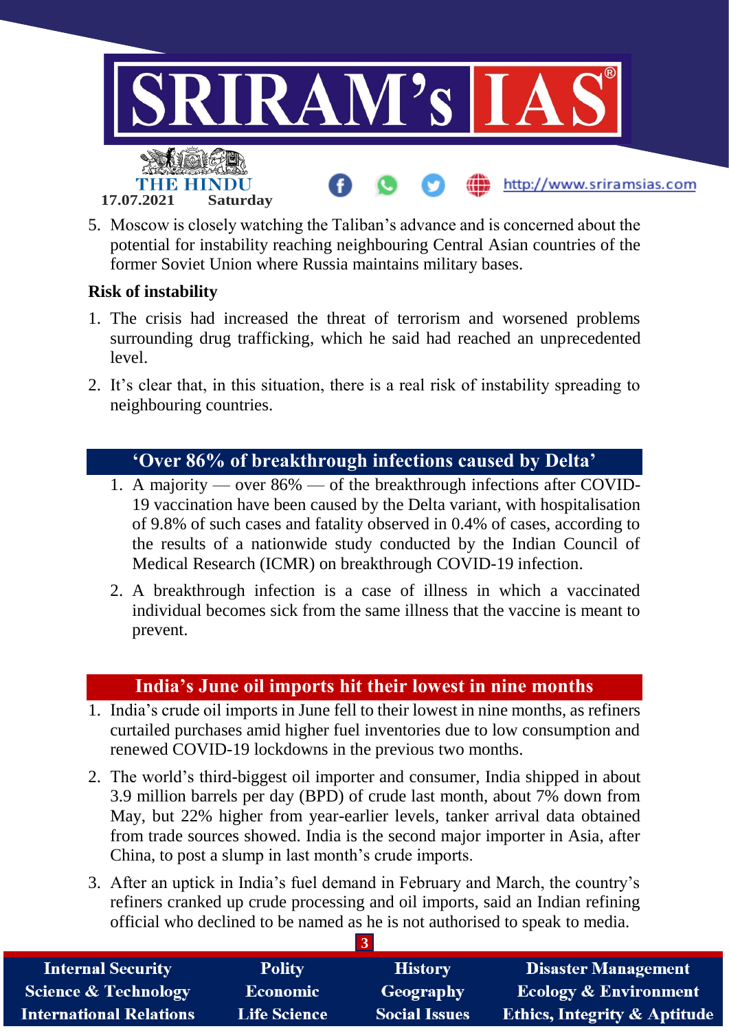5. Moscow is closely watching the Taliban's advance and is concerned about the potential for instability reaching neighbouring Central Asian countries of the former Soviet Union where Russia maintains military bases.

**Risk of instability**

1. The crisis had increased the threat of terrorism and worsened problems surrounding drug trafficking, which he said had reached an unprecedented level.
2. It's clear that, in this situation, there is a real risk of instability spreading to neighbouring countries.

## 'Over 86% of breakthrough infections caused by Delta'

1. A majority — over 86% — of the breakthrough infections after COVID-19 vaccination have been caused by the Delta variant, with hospitalisation of 9.8% of such cases and fatality observed in 0.4% of cases, according to the results of a nationwide study conducted by the Indian Council of Medical Research (ICMR) on breakthrough COVID-19 infection.
2. A breakthrough infection is a case of illness in which a vaccinated individual becomes sick from the same illness that the vaccine is meant to prevent.

## India's June oil imports hit their lowest in nine months

1. India's crude oil imports in June fell to their lowest in nine months, as refiners curtailed purchases amid higher fuel inventories due to low consumption and renewed COVID-19 lockdowns in the previous two months.
2. The world's third-biggest oil importer and consumer, India shipped in about 3.9 million barrels per day (BPD) of crude last month, about 7% down from May, but 22% higher from year-earlier levels, tanker arrival data obtained from trade sources showed. India is the second major importer in Asia, after China, to post a slump in last month's crude imports.
3. After an uptick in India's fuel demand in February and March, the country's refiners cranked up crude processing and oil imports, said an Indian refining official who declined to be named as he is not authorised to speak to media.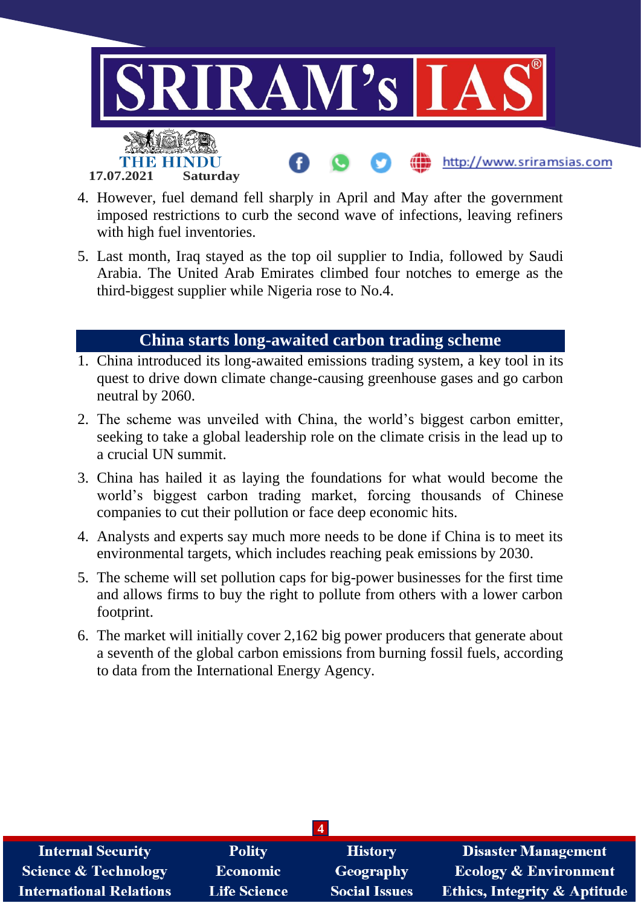4. However, fuel demand fell sharply in April and May after the government imposed restrictions to curb the second wave of infections, leaving refiners with high fuel inventories.
5. Last month, Iraq stayed as the top oil supplier to India, followed by Saudi Arabia. The United Arab Emirates climbed four notches to emerge as the third-biggest supplier while Nigeria rose to No.4.

## China starts long-awaited carbon trading scheme

1. China introduced its long-awaited emissions trading system, a key tool in its quest to drive down climate change-causing greenhouse gases and go carbon neutral by 2060.
2. The scheme was unveiled with China, the world's biggest carbon emitter, seeking to take a global leadership role on the climate crisis in the lead up to a crucial UN summit.
3. China has hailed it as laying the foundations for what would become the world's biggest carbon trading market, forcing thousands of Chinese companies to cut their pollution or face deep economic hits.
4. Analysts and experts say much more needs to be done if China is to meet its environmental targets, which includes reaching peak emissions by 2030.
5. The scheme will set pollution caps for big-power businesses for the first time and allows firms to buy the right to pollute from others with a lower carbon footprint.
6. The market will initially cover 2,162 big power producers that generate about a seventh of the global carbon emissions from burning fossil fuels, according to data from the International Energy Agency.